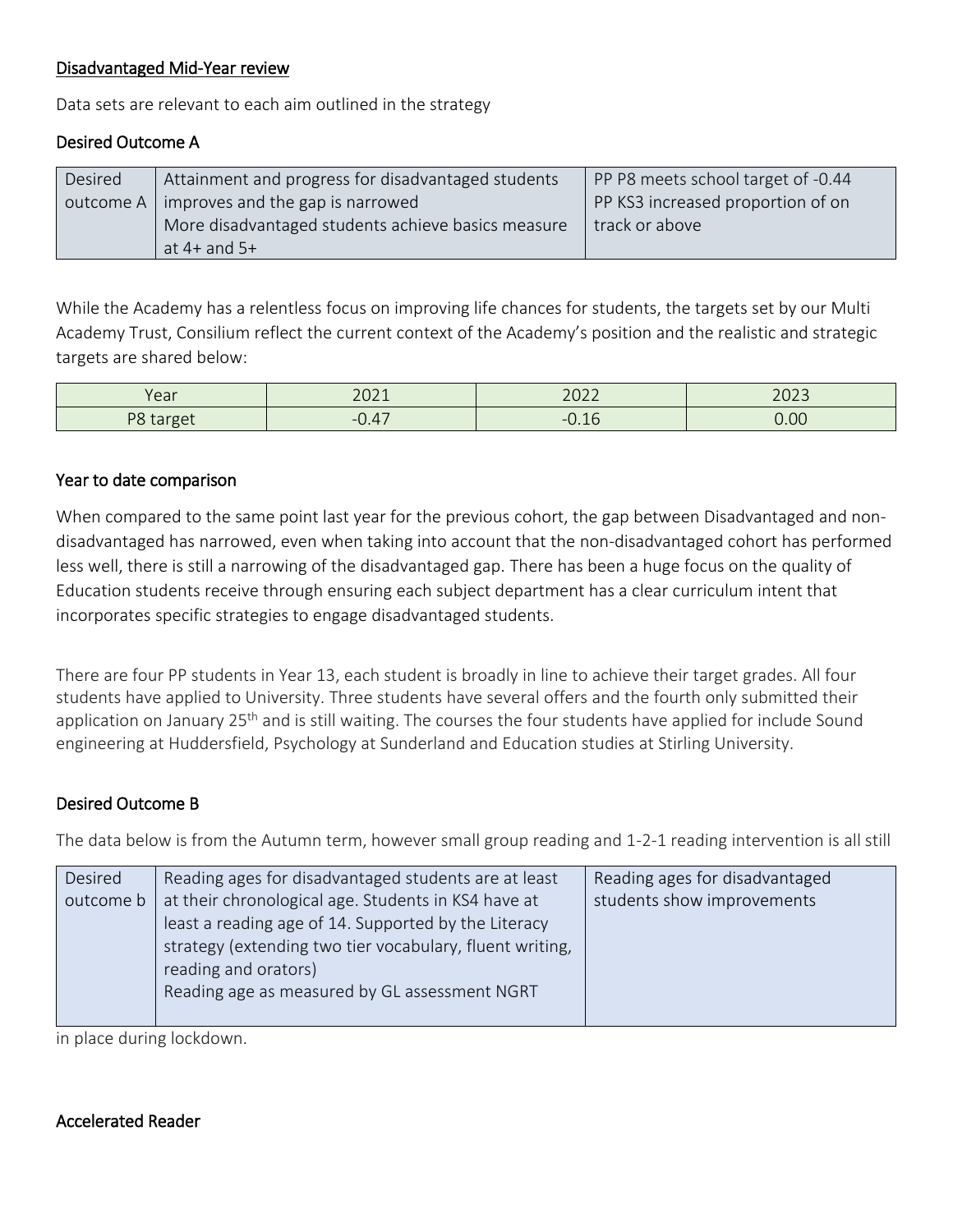## Disadvantaged Mid-Year review

Data sets are relevant to each aim outlined in the strategy

### Desired Outcome A

| Desired outcome A | Attainment and progress for disadvantaged students improves and the gap is narrowed<br>More disadvantaged students achieve basics measure at 4+ and 5+ | PP P8 meets school target of -0.44<br>PP KS3 increased proportion of on track or above |
|---|---|---|

While the Academy has a relentless focus on improving life chances for students, the targets set by our Multi Academy Trust, Consilium reflect the current context of the Academy's position and the realistic and strategic targets are shared below:

| Year | 2021 | 2022 | 2023 |
|---|---|---|---|
| P8 target | -0.47 | -0.16 | 0.00 |

### Year to date comparison

When compared to the same point last year for the previous cohort, the gap between Disadvantaged and non-disadvantaged has narrowed, even when taking into account that the non-disadvantaged cohort has performed less well, there is still a narrowing of the disadvantaged gap. There has been a huge focus on the quality of Education students receive through ensuring each subject department has a clear curriculum intent that incorporates specific strategies to engage disadvantaged students.

There are four PP students in Year 13, each student is broadly in line to achieve their target grades. All four students have applied to University. Three students have several offers and the fourth only submitted their application on January 25th and is still waiting. The courses the four students have applied for include Sound engineering at Huddersfield, Psychology at Sunderland and Education studies at Stirling University.

### Desired Outcome B

The data below is from the Autumn term, however small group reading and 1-2-1 reading intervention is all still in place during lockdown.

| Desired outcome b | Reading ages for disadvantaged students are at least at their chronological age. Students in KS4 have at least a reading age of 14. Supported by the Literacy strategy (extending two tier vocabulary, fluent writing, reading and orators)<br>Reading age as measured by GL assessment NGRT | Reading ages for disadvantaged students show improvements |
|---|---|---|

### Accelerated Reader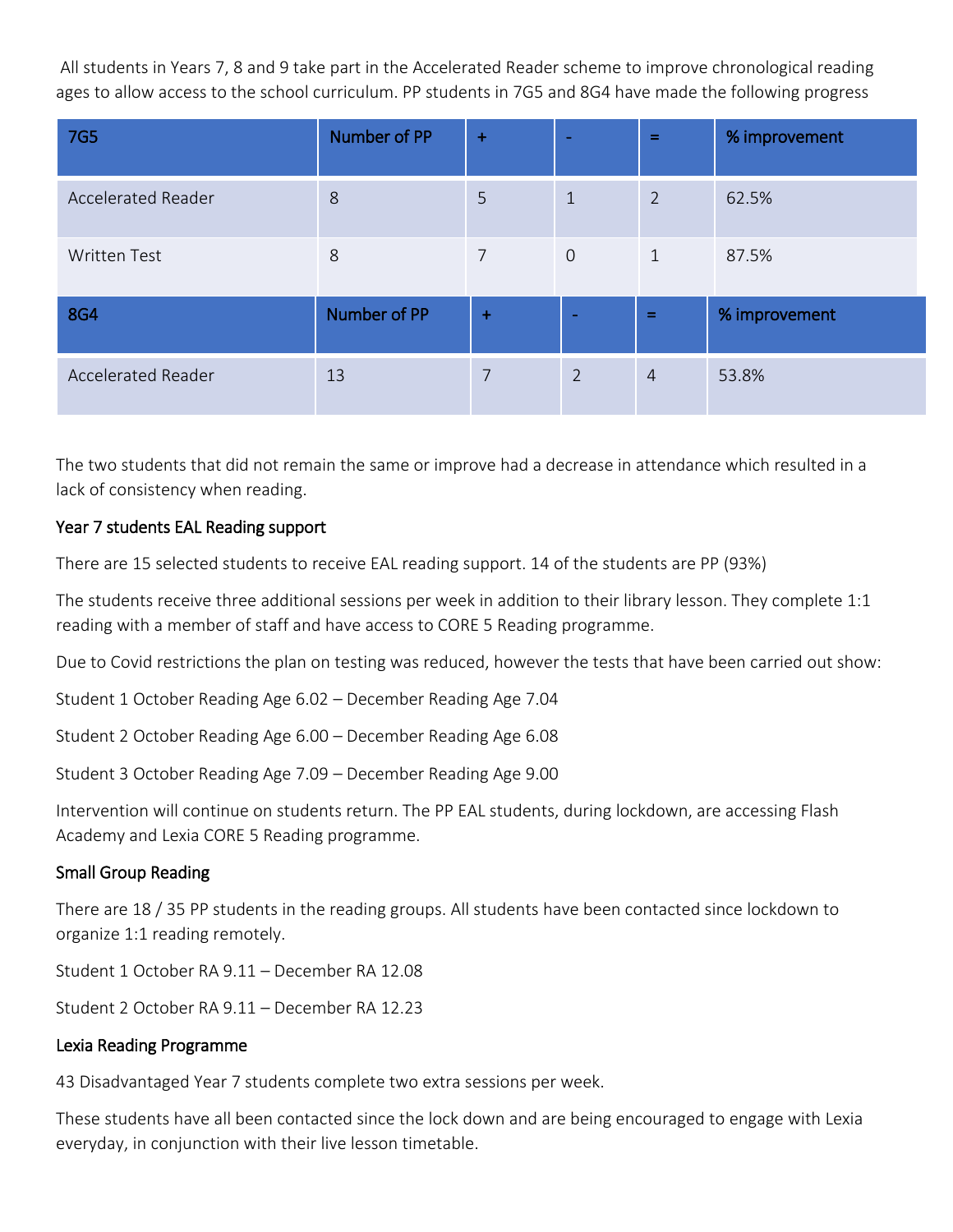All students in Years 7, 8 and 9 take part in the Accelerated Reader scheme to improve chronological reading ages to allow access to the school curriculum. PP students in 7G5 and 8G4 have made the following progress

| 7G5 | Number of PP | + | - | = | % improvement |
|---|---|---|---|---|---|
| Accelerated Reader | 8 | 5 | 1 | 2 | 62.5% |
| Written Test | 8 | 7 | 0 | 1 | 87.5% |

| 8G4 | Number of PP | + | - | = | % improvement |
|---|---|---|---|---|---|
| Accelerated Reader | 13 | 7 | 2 | 4 | 53.8% |

The two students that did not remain the same or improve had a decrease in attendance which resulted in a lack of consistency when reading.

### Year 7 students EAL Reading support

There are 15 selected students to receive EAL reading support. 14 of the students are PP (93%)

The students receive three additional sessions per week in addition to their library lesson. They complete 1:1 reading with a member of staff and have access to CORE 5 Reading programme.

Due to Covid restrictions the plan on testing was reduced, however the tests that have been carried out show:

Student 1 October Reading Age 6.02 – December Reading Age 7.04

Student 2 October Reading Age 6.00 – December Reading Age 6.08

Student 3 October Reading Age 7.09 – December Reading Age 9.00

Intervention will continue on students return. The PP EAL students, during lockdown, are accessing Flash Academy and Lexia CORE 5 Reading programme.

### Small Group Reading

There are 18 / 35 PP students in the reading groups. All students have been contacted since lockdown to organize 1:1 reading remotely.

Student 1 October RA 9.11 – December RA 12.08

Student 2 October RA 9.11 – December RA 12.23

### Lexia Reading Programme

43 Disadvantaged Year 7 students complete two extra sessions per week.

These students have all been contacted since the lock down and are being encouraged to engage with Lexia everyday, in conjunction with their live lesson timetable.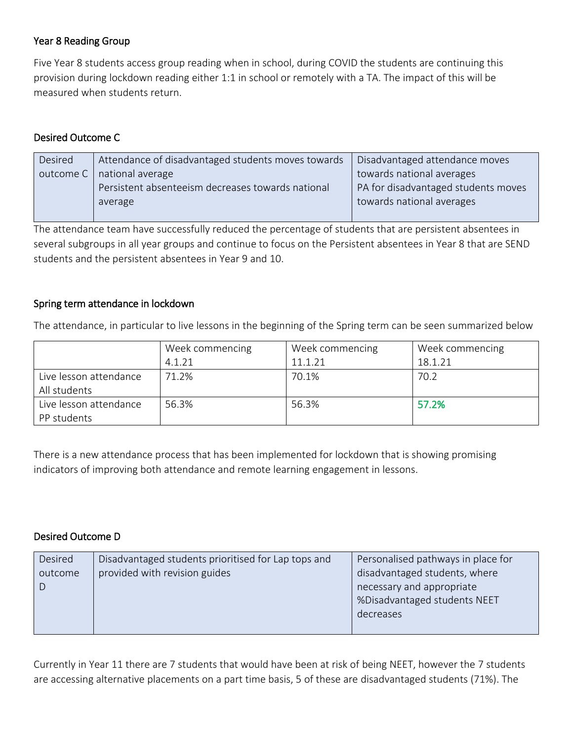### Year 8 Reading Group

Five Year 8 students access group reading when in school, during COVID the students are continuing this provision during lockdown reading either 1:1 in school or remotely with a TA. The impact of this will be measured when students return.

### Desired Outcome C

| Desired outcome C | Attendance of disadvantaged students moves towards national average<br>Persistent absenteeism decreases towards national average | Disadvantaged attendance moves towards national averages<br>PA for disadvantaged students moves towards national averages |
|---|---|---|

The attendance team have successfully reduced the percentage of students that are persistent absentees in several subgroups in all year groups and continue to focus on the Persistent absentees in Year 8 that are SEND students and the persistent absentees in Year 9 and 10.

### Spring term attendance in lockdown

The attendance, in particular to live lessons in the beginning of the Spring term can be seen summarized below

| | Week commencing 4.1.21 | Week commencing 11.1.21 | Week commencing 18.1.21 |
|---|---|---|---|
| Live lesson attendance All students | 71.2% | 70.1% | 70.2 |
| Live lesson attendance PP students | 56.3% | 56.3% | 57.2% |

There is a new attendance process that has been implemented for lockdown that is showing promising indicators of improving both attendance and remote learning engagement in lessons.

### Desired Outcome D

| Desired outcome D | Disadvantaged students prioritised for Lap tops and provided with revision guides | Personalised pathways in place for disadvantaged students, where necessary and appropriate<br>%Disadvantaged students NEET decreases |
|---|---|---|

Currently in Year 11 there are 7 students that would have been at risk of being NEET, however the 7 students are accessing alternative placements on a part time basis, 5 of these are disadvantaged students (71%). The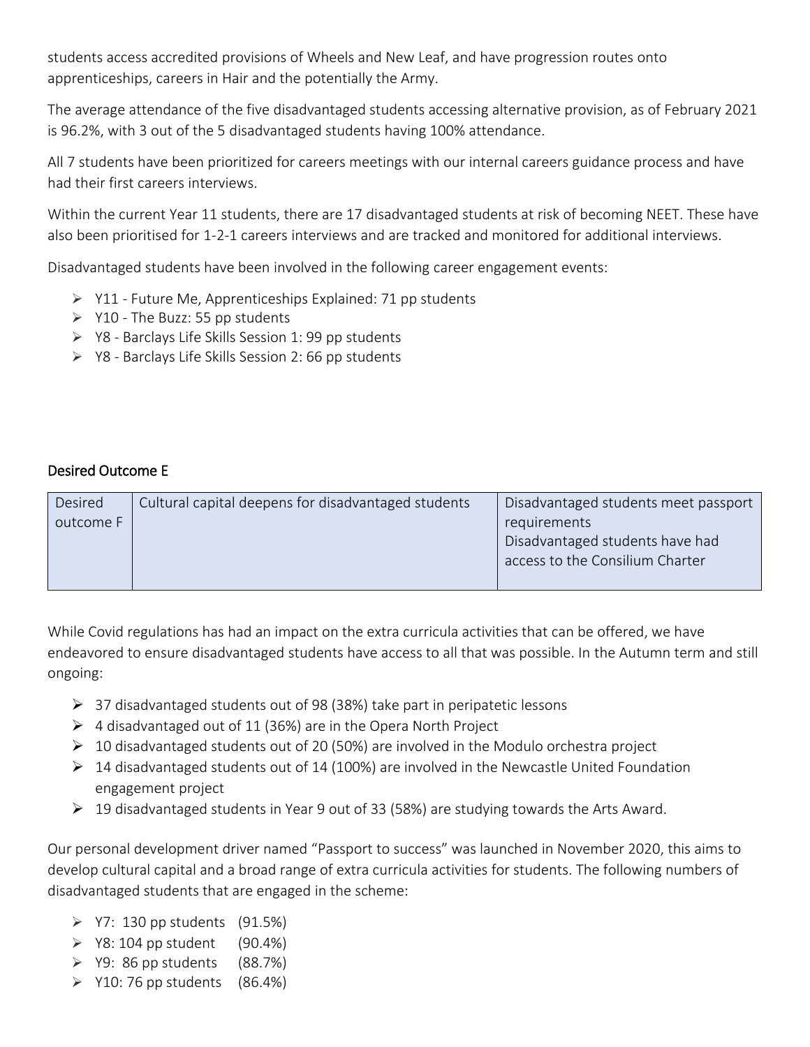students access accredited provisions of Wheels and New Leaf, and have progression routes onto apprenticeships, careers in Hair and the potentially the Army.

The average attendance of the five disadvantaged students accessing alternative provision, as of February 2021 is 96.2%, with 3 out of the 5 disadvantaged students having 100% attendance.

All 7 students have been prioritized for careers meetings with our internal careers guidance process and have had their first careers interviews.

Within the current Year 11 students, there are 17 disadvantaged students at risk of becoming NEET. These have also been prioritised for 1-2-1 careers interviews and are tracked and monitored for additional interviews.

Disadvantaged students have been involved in the following career engagement events:

- Y11 - Future Me, Apprenticeships Explained: 71 pp students
- Y10 - The Buzz: 55 pp students
- Y8 - Barclays Life Skills Session 1: 99 pp students
- Y8 - Barclays Life Skills Session 2: 66 pp students

## Desired Outcome E

| Desired outcome F | Cultural capital deepens for disadvantaged students | Disadvantaged students meet passport requirements<br>Disadvantaged students have had access to the Consilium Charter |
|---|---|---|

While Covid regulations has had an impact on the extra curricula activities that can be offered, we have endeavored to ensure disadvantaged students have access to all that was possible. In the Autumn term and still ongoing:

- 37 disadvantaged students out of 98 (38%) take part in peripatetic lessons
- 4 disadvantaged out of 11 (36%) are in the Opera North Project
- 10 disadvantaged students out of 20 (50%) are involved in the Modulo orchestra project
- 14 disadvantaged students out of 14 (100%) are involved in the Newcastle United Foundation engagement project
- 19 disadvantaged students in Year 9 out of 33 (58%) are studying towards the Arts Award.

Our personal development driver named "Passport to success" was launched in November 2020, this aims to develop cultural capital and a broad range of extra curricula activities for students. The following numbers of disadvantaged students that are engaged in the scheme:

- Y7: 130 pp students (91.5%)
- Y8: 104 pp student (90.4%)
- Y9: 86 pp students (88.7%)
- Y10: 76 pp students (86.4%)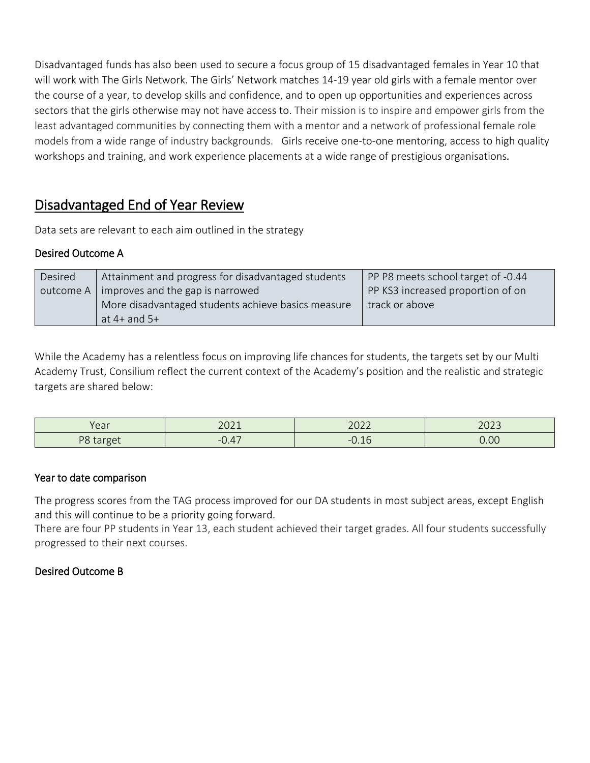Disadvantaged funds has also been used to secure a focus group of 15 disadvantaged females in Year 10 that will work with The Girls Network. The Girls' Network matches 14-19 year old girls with a female mentor over the course of a year, to develop skills and confidence, and to open up opportunities and experiences across sectors that the girls otherwise may not have access to. Their mission is to inspire and empower girls from the least advantaged communities by connecting them with a mentor and a network of professional female role models from a wide range of industry backgrounds. Girls receive one-to-one mentoring, access to high quality workshops and training, and work experience placements at a wide range of prestigious organisations.

## Disadvantaged End of Year Review

Data sets are relevant to each aim outlined in the strategy

### Desired Outcome A

| Desired outcome A | Attainment and progress for disadvantaged students improves and the gap is narrowed<br>More disadvantaged students achieve basics measure at 4+ and 5+ | PP P8 meets school target of -0.44<br>PP KS3 increased proportion of on track or above |
|---|---|---|

While the Academy has a relentless focus on improving life chances for students, the targets set by our Multi Academy Trust, Consilium reflect the current context of the Academy's position and the realistic and strategic targets are shared below:

| Year | 2021 | 2022 | 2023 |
|---|---|---|---|
| P8 target | -0.47 | -0.16 | 0.00 |

### Year to date comparison

The progress scores from the TAG process improved for our DA students in most subject areas, except English and this will continue to be a priority going forward.
There are four PP students in Year 13, each student achieved their target grades. All four students successfully progressed to their next courses.

### Desired Outcome B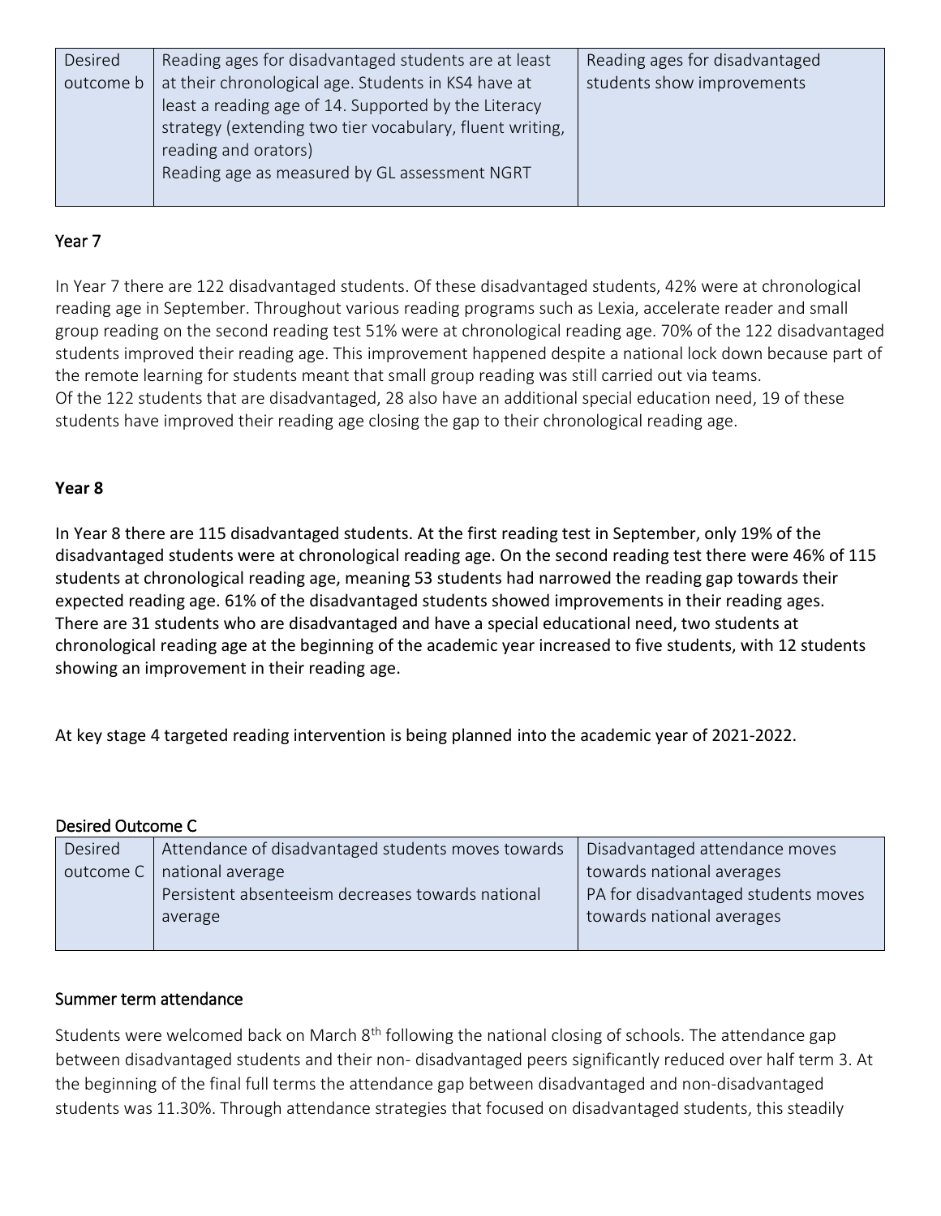| Desired outcome b | Reading ages for disadvantaged students are at least at their chronological age. Students in KS4 have at least a reading age of 14. Supported by the Literacy strategy (extending two tier vocabulary, fluent writing, reading and orators)<br>Reading age as measured by GL assessment NGRT | Reading ages for disadvantaged students show improvements |
|---|---|---|

## Year 7

In Year 7 there are 122 disadvantaged students. Of these disadvantaged students, 42% were at chronological reading age in September. Throughout various reading programs such as Lexia, accelerate reader and small group reading on the second reading test 51% were at chronological reading age. 70% of the 122 disadvantaged students improved their reading age. This improvement happened despite a national lock down because part of the remote learning for students meant that small group reading was still carried out via teams.
Of the 122 students that are disadvantaged, 28 also have an additional special education need, 19 of these students have improved their reading age closing the gap to their chronological reading age.

## Year 8

In Year 8 there are 115 disadvantaged students. At the first reading test in September, only 19% of the disadvantaged students were at chronological reading age. On the second reading test there were 46% of 115 students at chronological reading age, meaning 53 students had narrowed the reading gap towards their expected reading age. 61% of the disadvantaged students showed improvements in their reading ages. There are 31 students who are disadvantaged and have a special educational need, two students at chronological reading age at the beginning of the academic year increased to five students, with 12 students showing an improvement in their reading age.

At key stage 4 targeted reading intervention is being planned into the academic year of 2021-2022.

## Desired Outcome C

| Desired outcome C | Attendance of disadvantaged students moves towards national average<br>Persistent absenteeism decreases towards national average | Disadvantaged attendance moves towards national averages<br>PA for disadvantaged students moves towards national averages |
|---|---|---|

## Summer term attendance

Students were welcomed back on March 8th following the national closing of schools. The attendance gap between disadvantaged students and their non- disadvantaged peers significantly reduced over half term 3. At the beginning of the final full terms the attendance gap between disadvantaged and non-disadvantaged students was 11.30%. Through attendance strategies that focused on disadvantaged students, this steadily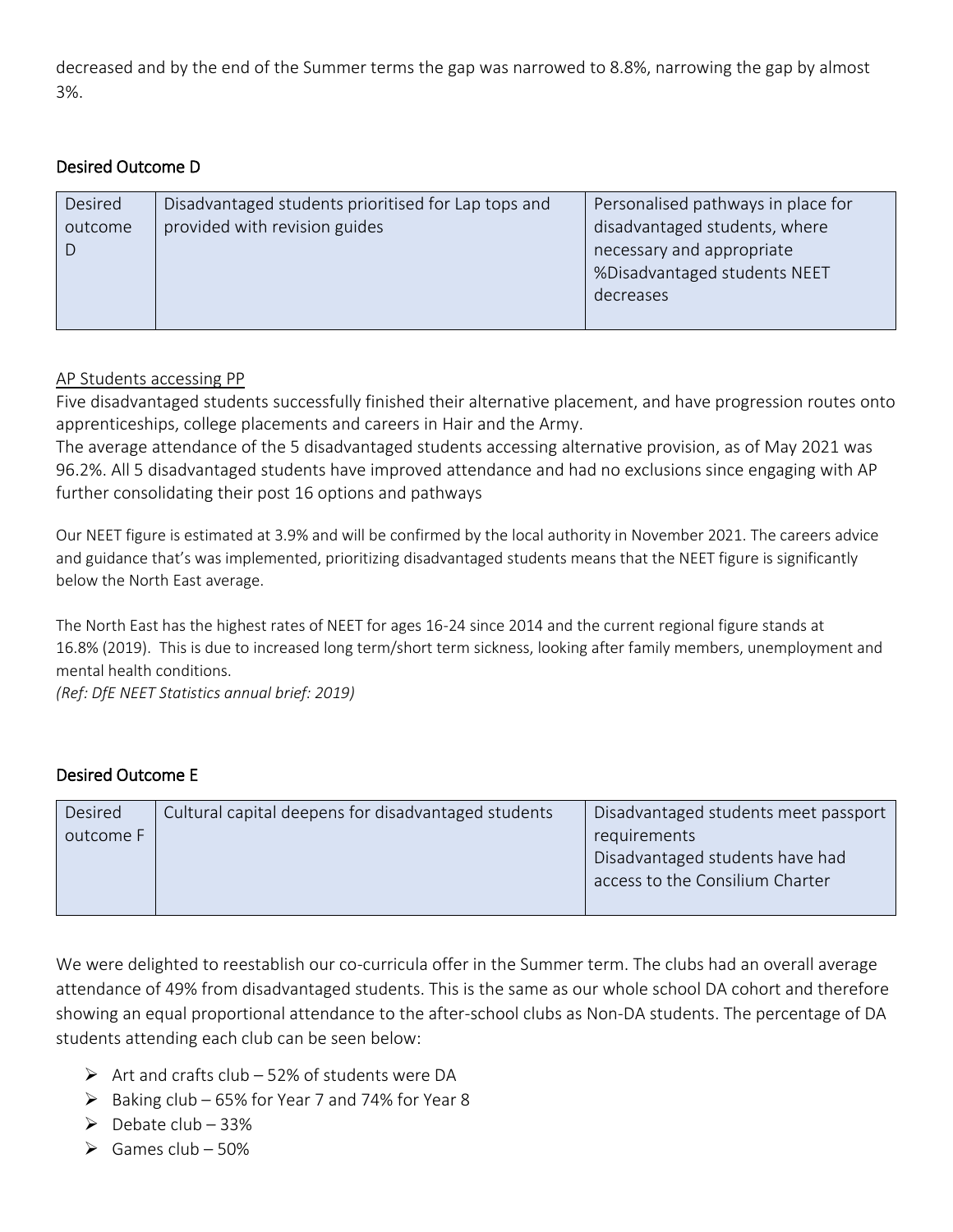decreased and by the end of the Summer terms the gap was narrowed to 8.8%, narrowing the gap by almost 3%.

### Desired Outcome D

| Desired outcome D | Disadvantaged students prioritised for Lap tops and provided with revision guides | Personalised pathways in place for disadvantaged students, where necessary and appropriate<br>%Disadvantaged students NEET decreases |
|---|---|---|

<u>AP Students accessing PP</u>

Five disadvantaged students successfully finished their alternative placement, and have progression routes onto apprenticeships, college placements and careers in Hair and the Army.

The average attendance of the 5 disadvantaged students accessing alternative provision, as of May 2021 was 96.2%. All 5 disadvantaged students have improved attendance and had no exclusions since engaging with AP further consolidating their post 16 options and pathways

Our NEET figure is estimated at 3.9% and will be confirmed by the local authority in November 2021. The careers advice and guidance that's was implemented, prioritizing disadvantaged students means that the NEET figure is significantly below the North East average.

The North East has the highest rates of NEET for ages 16-24 since 2014 and the current regional figure stands at 16.8% (2019). This is due to increased long term/short term sickness, looking after family members, unemployment and mental health conditions.

*(Ref: DfE NEET Statistics annual brief: 2019)*

### Desired Outcome E

| Desired outcome F | Cultural capital deepens for disadvantaged students | Disadvantaged students meet passport requirements<br>Disadvantaged students have had access to the Consilium Charter |
|---|---|---|

We were delighted to reestablish our co-curricula offer in the Summer term. The clubs had an overall average attendance of 49% from disadvantaged students. This is the same as our whole school DA cohort and therefore showing an equal proportional attendance to the after-school clubs as Non-DA students. The percentage of DA students attending each club can be seen below:

- Art and crafts club – 52% of students were DA
- Baking club – 65% for Year 7 and 74% for Year 8
- Debate club – 33%
- Games club – 50%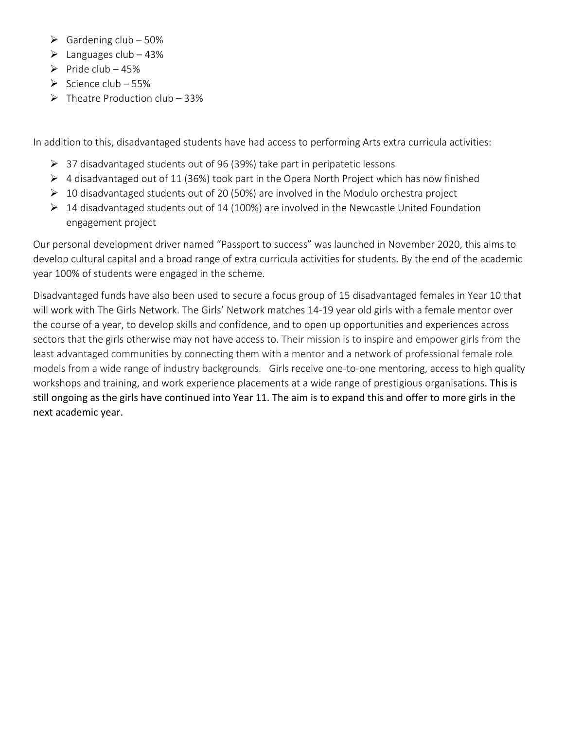- Gardening club – 50%
- Languages club – 43%
- Pride club – 45%
- Science club – 55%
- Theatre Production club – 33%

In addition to this, disadvantaged students have had access to performing Arts extra curricula activities:

- 37 disadvantaged students out of 96 (39%) take part in peripatetic lessons
- 4 disadvantaged out of 11 (36%) took part in the Opera North Project which has now finished
- 10 disadvantaged students out of 20 (50%) are involved in the Modulo orchestra project
- 14 disadvantaged students out of 14 (100%) are involved in the Newcastle United Foundation engagement project

Our personal development driver named "Passport to success" was launched in November 2020, this aims to develop cultural capital and a broad range of extra curricula activities for students. By the end of the academic year 100% of students were engaged in the scheme.

Disadvantaged funds have also been used to secure a focus group of 15 disadvantaged females in Year 10 that will work with The Girls Network. The Girls' Network matches 14-19 year old girls with a female mentor over the course of a year, to develop skills and confidence, and to open up opportunities and experiences across sectors that the girls otherwise may not have access to. Their mission is to inspire and empower girls from the least advantaged communities by connecting them with a mentor and a network of professional female role models from a wide range of industry backgrounds. Girls receive one-to-one mentoring, access to high quality workshops and training, and work experience placements at a wide range of prestigious organisations. This is still ongoing as the girls have continued into Year 11. The aim is to expand this and offer to more girls in the next academic year.